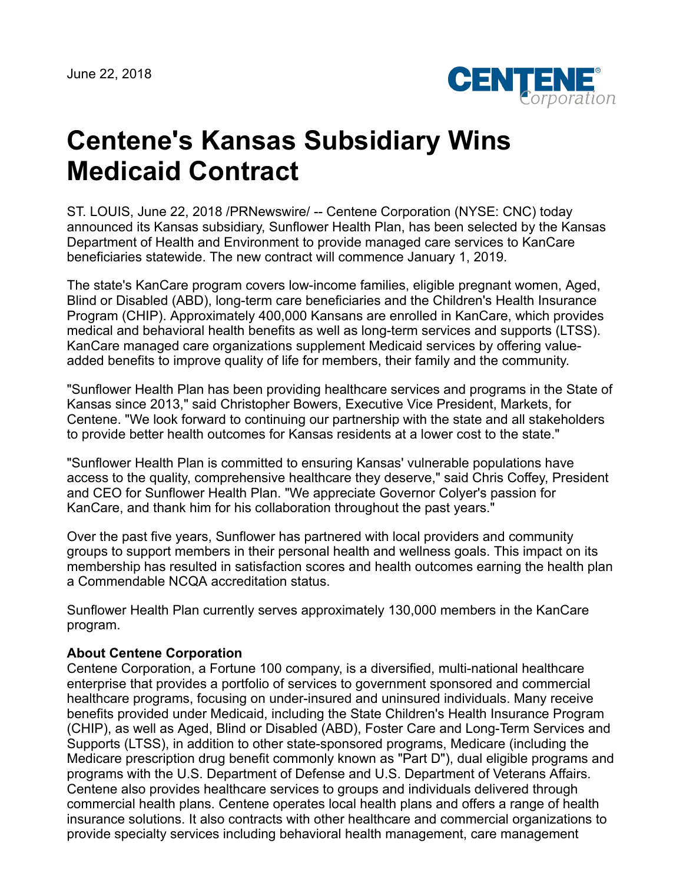June 22, 2018

# Centene's Kansas Subsidiary Wins Medicaid Contract

ST. LOUIS, June 22, 2018 /PRNewswire/ -- Centene Corporation (NYSE: CNC) today announced its Kansas subsidiary, Sunflower Health Plan, has been selected by the Kansas Department of Health and Environment to provide managed care services to KanCare beneficiaries statewide. The new contract will commence January 1, 2019.

The state's KanCare program covers low-income families, eligible pregnant women, Aged, Blind or Disabled (ABD), long-term care beneficiaries and the Children's Health Insurance Program (CHIP). Approximately 400,000 Kansans are enrolled in KanCare, which provides medical and behavioral health benefits as well as long-term services and supports (LTSS). KanCare managed care organizations supplement Medicaid services by offering value-added benefits to improve quality of life for members, their family and the community.

"Sunflower Health Plan has been providing healthcare services and programs in the State of Kansas since 2013," said Christopher Bowers, Executive Vice President, Markets, for Centene. "We look forward to continuing our partnership with the state and all stakeholders to provide better health outcomes for Kansas residents at a lower cost to the state."

"Sunflower Health Plan is committed to ensuring Kansas' vulnerable populations have access to the quality, comprehensive healthcare they deserve," said Chris Coffey, President and CEO for Sunflower Health Plan. "We appreciate Governor Colyer's passion for KanCare, and thank him for his collaboration throughout the past years."

Over the past five years, Sunflower has partnered with local providers and community groups to support members in their personal health and wellness goals. This impact on its membership has resulted in satisfaction scores and health outcomes earning the health plan a Commendable NCQA accreditation status.

Sunflower Health Plan currently serves approximately 130,000 members in the KanCare program.

**About Centene Corporation**
Centene Corporation, a Fortune 100 company, is a diversified, multi-national healthcare enterprise that provides a portfolio of services to government sponsored and commercial healthcare programs, focusing on under-insured and uninsured individuals. Many receive benefits provided under Medicaid, including the State Children's Health Insurance Program (CHIP), as well as Aged, Blind or Disabled (ABD), Foster Care and Long-Term Services and Supports (LTSS), in addition to other state-sponsored programs, Medicare (including the Medicare prescription drug benefit commonly known as "Part D"), dual eligible programs and programs with the U.S. Department of Defense and U.S. Department of Veterans Affairs. Centene also provides healthcare services to groups and individuals delivered through commercial health plans. Centene operates local health plans and offers a range of health insurance solutions. It also contracts with other healthcare and commercial organizations to provide specialty services including behavioral health management, care management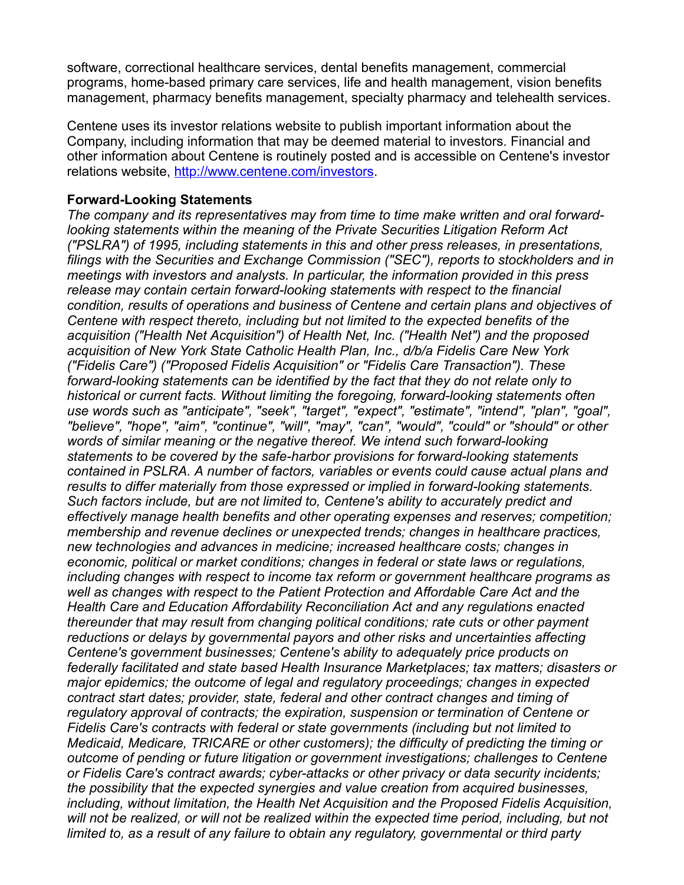software, correctional healthcare services, dental benefits management, commercial programs, home-based primary care services, life and health management, vision benefits management, pharmacy benefits management, specialty pharmacy and telehealth services.

Centene uses its investor relations website to publish important information about the Company, including information that may be deemed material to investors. Financial and other information about Centene is routinely posted and is accessible on Centene's investor relations website, [http://www.centene.com/investors](http://www.centene.com/investors).

**Forward-Looking Statements**

*The company and its representatives may from time to time make written and oral forward-looking statements within the meaning of the Private Securities Litigation Reform Act ("PSLRA") of 1995, including statements in this and other press releases, in presentations, filings with the Securities and Exchange Commission ("SEC"), reports to stockholders and in meetings with investors and analysts. In particular, the information provided in this press release may contain certain forward-looking statements with respect to the financial condition, results of operations and business of Centene and certain plans and objectives of Centene with respect thereto, including but not limited to the expected benefits of the acquisition ("Health Net Acquisition") of Health Net, Inc. ("Health Net") and the proposed acquisition of New York State Catholic Health Plan, Inc., d/b/a Fidelis Care New York ("Fidelis Care") ("Proposed Fidelis Acquisition" or "Fidelis Care Transaction"). These forward-looking statements can be identified by the fact that they do not relate only to historical or current facts. Without limiting the foregoing, forward-looking statements often use words such as "anticipate", "seek", "target", "expect", "estimate", "intend", "plan", "goal", "believe", "hope", "aim", "continue", "will", "may", "can", "would", "could" or "should" or other words of similar meaning or the negative thereof. We intend such forward-looking statements to be covered by the safe-harbor provisions for forward-looking statements contained in PSLRA. A number of factors, variables or events could cause actual plans and results to differ materially from those expressed or implied in forward-looking statements. Such factors include, but are not limited to, Centene's ability to accurately predict and effectively manage health benefits and other operating expenses and reserves; competition; membership and revenue declines or unexpected trends; changes in healthcare practices, new technologies and advances in medicine; increased healthcare costs; changes in economic, political or market conditions; changes in federal or state laws or regulations, including changes with respect to income tax reform or government healthcare programs as well as changes with respect to the Patient Protection and Affordable Care Act and the Health Care and Education Affordability Reconciliation Act and any regulations enacted thereunder that may result from changing political conditions; rate cuts or other payment reductions or delays by governmental payors and other risks and uncertainties affecting Centene's government businesses; Centene's ability to adequately price products on federally facilitated and state based Health Insurance Marketplaces; tax matters; disasters or major epidemics; the outcome of legal and regulatory proceedings; changes in expected contract start dates; provider, state, federal and other contract changes and timing of regulatory approval of contracts; the expiration, suspension or termination of Centene or Fidelis Care's contracts with federal or state governments (including but not limited to Medicaid, Medicare, TRICARE or other customers); the difficulty of predicting the timing or outcome of pending or future litigation or government investigations; challenges to Centene or Fidelis Care's contract awards; cyber-attacks or other privacy or data security incidents; the possibility that the expected synergies and value creation from acquired businesses, including, without limitation, the Health Net Acquisition and the Proposed Fidelis Acquisition, will not be realized, or will not be realized within the expected time period, including, but not limited to, as a result of any failure to obtain any regulatory, governmental or third party*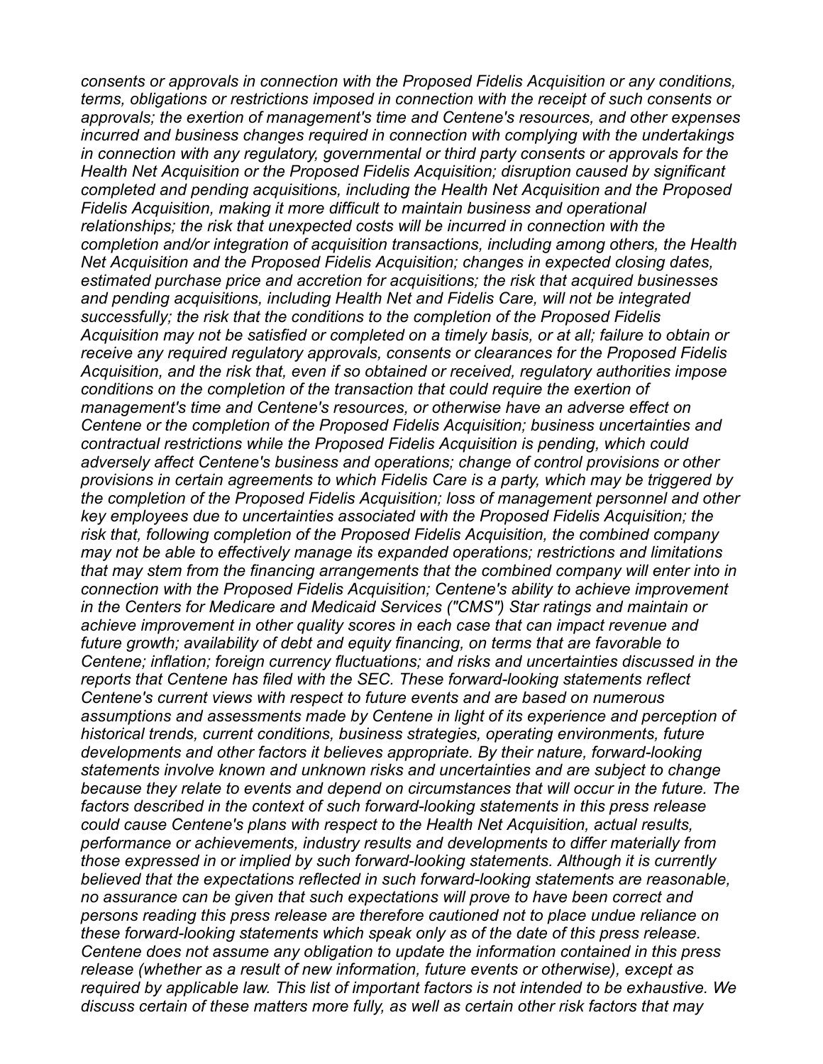*consents or approvals in connection with the Proposed Fidelis Acquisition or any conditions, terms, obligations or restrictions imposed in connection with the receipt of such consents or approvals; the exertion of management's time and Centene's resources, and other expenses incurred and business changes required in connection with complying with the undertakings in connection with any regulatory, governmental or third party consents or approvals for the Health Net Acquisition or the Proposed Fidelis Acquisition; disruption caused by significant completed and pending acquisitions, including the Health Net Acquisition and the Proposed Fidelis Acquisition, making it more difficult to maintain business and operational relationships; the risk that unexpected costs will be incurred in connection with the completion and/or integration of acquisition transactions, including among others, the Health Net Acquisition and the Proposed Fidelis Acquisition; changes in expected closing dates, estimated purchase price and accretion for acquisitions; the risk that acquired businesses and pending acquisitions, including Health Net and Fidelis Care, will not be integrated successfully; the risk that the conditions to the completion of the Proposed Fidelis Acquisition may not be satisfied or completed on a timely basis, or at all; failure to obtain or receive any required regulatory approvals, consents or clearances for the Proposed Fidelis Acquisition, and the risk that, even if so obtained or received, regulatory authorities impose conditions on the completion of the transaction that could require the exertion of management's time and Centene's resources, or otherwise have an adverse effect on Centene or the completion of the Proposed Fidelis Acquisition; business uncertainties and contractual restrictions while the Proposed Fidelis Acquisition is pending, which could adversely affect Centene's business and operations; change of control provisions or other provisions in certain agreements to which Fidelis Care is a party, which may be triggered by the completion of the Proposed Fidelis Acquisition; loss of management personnel and other key employees due to uncertainties associated with the Proposed Fidelis Acquisition; the risk that, following completion of the Proposed Fidelis Acquisition, the combined company may not be able to effectively manage its expanded operations; restrictions and limitations that may stem from the financing arrangements that the combined company will enter into in connection with the Proposed Fidelis Acquisition; Centene's ability to achieve improvement in the Centers for Medicare and Medicaid Services ("CMS") Star ratings and maintain or achieve improvement in other quality scores in each case that can impact revenue and future growth; availability of debt and equity financing, on terms that are favorable to Centene; inflation; foreign currency fluctuations; and risks and uncertainties discussed in the reports that Centene has filed with the SEC. These forward-looking statements reflect Centene's current views with respect to future events and are based on numerous assumptions and assessments made by Centene in light of its experience and perception of historical trends, current conditions, business strategies, operating environments, future developments and other factors it believes appropriate. By their nature, forward-looking statements involve known and unknown risks and uncertainties and are subject to change because they relate to events and depend on circumstances that will occur in the future. The factors described in the context of such forward-looking statements in this press release could cause Centene's plans with respect to the Health Net Acquisition, actual results, performance or achievements, industry results and developments to differ materially from those expressed in or implied by such forward-looking statements. Although it is currently believed that the expectations reflected in such forward-looking statements are reasonable, no assurance can be given that such expectations will prove to have been correct and persons reading this press release are therefore cautioned not to place undue reliance on these forward-looking statements which speak only as of the date of this press release. Centene does not assume any obligation to update the information contained in this press release (whether as a result of new information, future events or otherwise), except as required by applicable law. This list of important factors is not intended to be exhaustive. We discuss certain of these matters more fully, as well as certain other risk factors that may*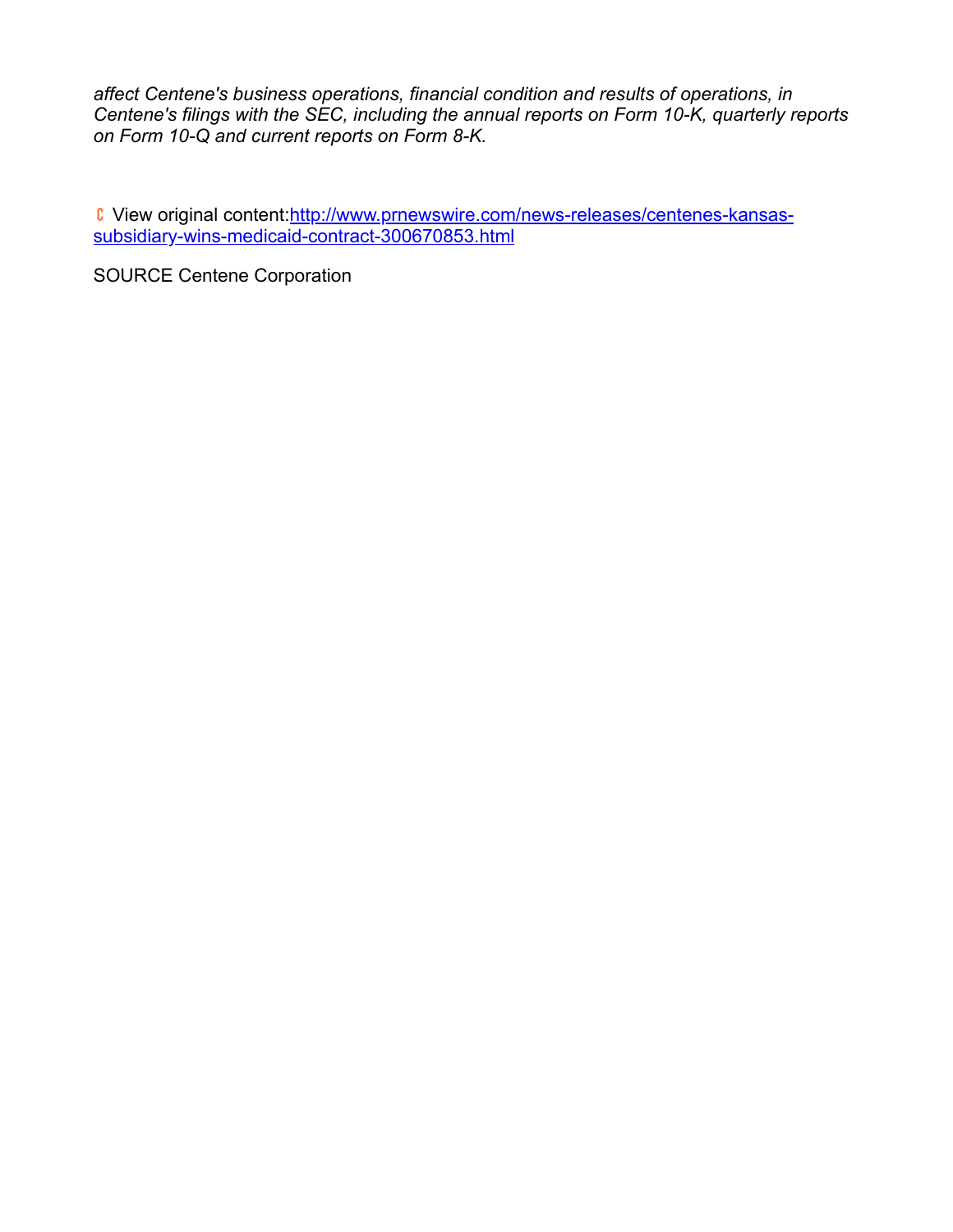*affect Centene's business operations, financial condition and results of operations, in Centene's filings with the SEC, including the annual reports on Form 10-K, quarterly reports on Form 10-Q and current reports on Form 8-K.*

View original content:[http://www.prnewswire.com/news-releases/centenes-kansas-subsidiary-wins-medicaid-contract-300670853.html](http://www.prnewswire.com/news-releases/centenes-kansas-subsidiary-wins-medicaid-contract-300670853.html)

SOURCE Centene Corporation